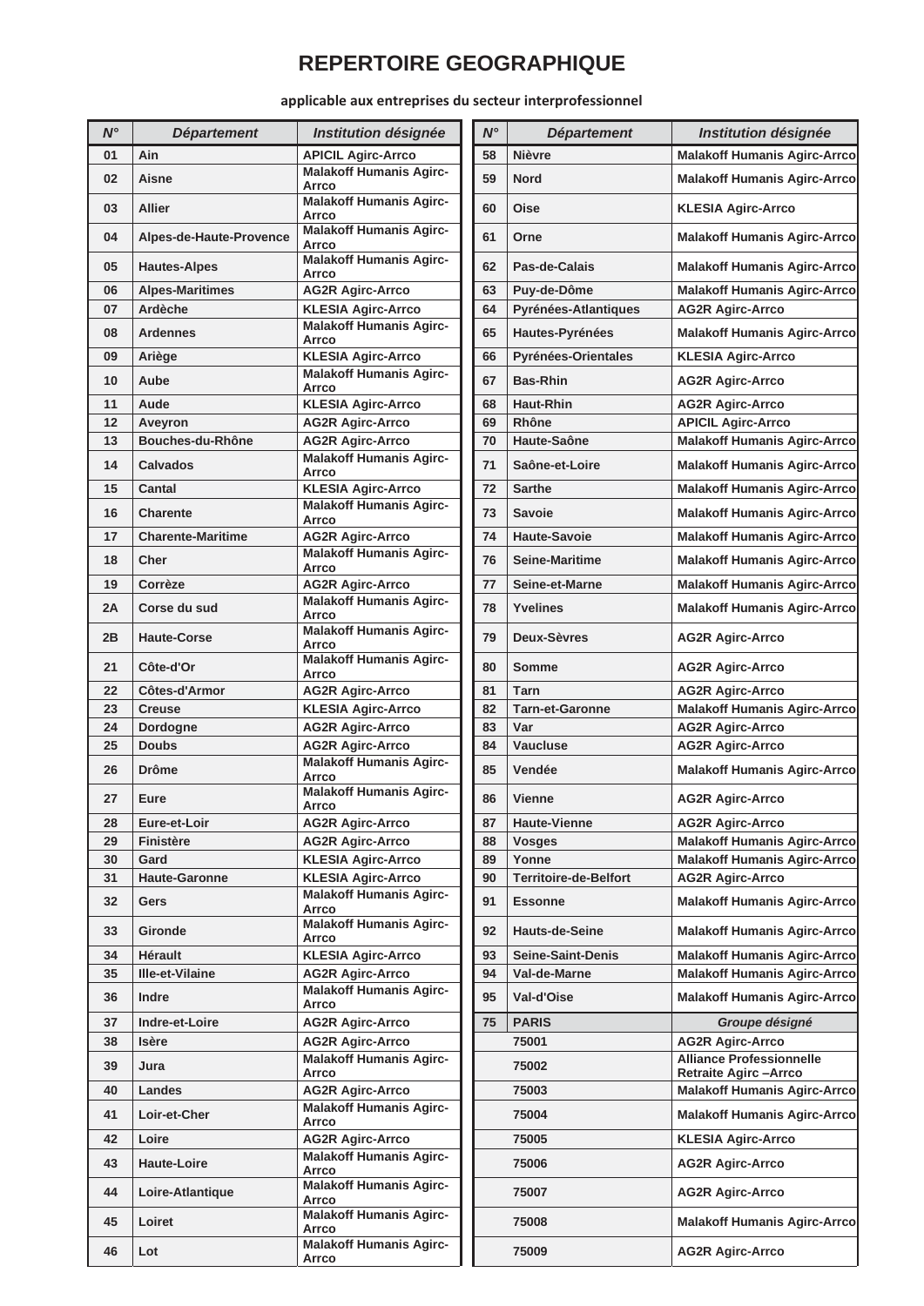# REPERTOIRE GEOGRAPHIQUE

**applicable aux entreprises du secteur interprofessionnel**

| *N°* | *Département* | *Institution désignée* |
|---|---|---|
| 01 | Ain | APICIL Agirc-Arrco |
| 02 | Aisne | Malakoff Humanis Agirc-Arrco |
| 03 | Allier | Malakoff Humanis Agirc-Arrco |
| 04 | Alpes-de-Haute-Provence | Malakoff Humanis Agirc-Arrco |
| 05 | Hautes-Alpes | Malakoff Humanis Agirc-Arrco |
| 06 | Alpes-Maritimes | AG2R Agirc-Arrco |
| 07 | Ardèche | KLESIA Agirc-Arrco |
| 08 | Ardennes | Malakoff Humanis Agirc-Arrco |
| 09 | Ariège | KLESIA Agirc-Arrco |
| 10 | Aube | Malakoff Humanis Agirc-Arrco |
| 11 | Aude | KLESIA Agirc-Arrco |
| 12 | Aveyron | AG2R Agirc-Arrco |
| 13 | Bouches-du-Rhône | AG2R Agirc-Arrco |
| 14 | Calvados | Malakoff Humanis Agirc-Arrco |
| 15 | Cantal | KLESIA Agirc-Arrco |
| 16 | Charente | Malakoff Humanis Agirc-Arrco |
| 17 | Charente-Maritime | AG2R Agirc-Arrco |
| 18 | Cher | Malakoff Humanis Agirc-Arrco |
| 19 | Corrèze | AG2R Agirc-Arrco |
| 2A | Corse du sud | Malakoff Humanis Agirc-Arrco |
| 2B | Haute-Corse | Malakoff Humanis Agirc-Arrco |
| 21 | Côte-d'Or | Malakoff Humanis Agirc-Arrco |
| 22 | Côtes-d'Armor | AG2R Agirc-Arrco |
| 23 | Creuse | KLESIA Agirc-Arrco |
| 24 | Dordogne | AG2R Agirc-Arrco |
| 25 | Doubs | AG2R Agirc-Arrco |
| 26 | Drôme | Malakoff Humanis Agirc-Arrco |
| 27 | Eure | Malakoff Humanis Agirc-Arrco |
| 28 | Eure-et-Loir | AG2R Agirc-Arrco |
| 29 | Finistère | AG2R Agirc-Arrco |
| 30 | Gard | KLESIA Agirc-Arrco |
| 31 | Haute-Garonne | KLESIA Agirc-Arrco |
| 32 | Gers | Malakoff Humanis Agirc-Arrco |
| 33 | Gironde | Malakoff Humanis Agirc-Arrco |
| 34 | Hérault | KLESIA Agirc-Arrco |
| 35 | Ille-et-Vilaine | AG2R Agirc-Arrco |
| 36 | Indre | Malakoff Humanis Agirc-Arrco |
| 37 | Indre-et-Loire | AG2R Agirc-Arrco |
| 38 | Isère | AG2R Agirc-Arrco |
| 39 | Jura | Malakoff Humanis Agirc-Arrco |
| 40 | Landes | AG2R Agirc-Arrco |
| 41 | Loir-et-Cher | Malakoff Humanis Agirc-Arrco |
| 42 | Loire | AG2R Agirc-Arrco |
| 43 | Haute-Loire | Malakoff Humanis Agirc-Arrco |
| 44 | Loire-Atlantique | Malakoff Humanis Agirc-Arrco |
| 45 | Loiret | Malakoff Humanis Agirc-Arrco |
| 46 | Lot | Malakoff Humanis Agirc-Arrco |
| 58 | Nièvre | Malakoff Humanis Agirc-Arrco |
| 59 | Nord | Malakoff Humanis Agirc-Arrco |
| 60 | Oise | KLESIA Agirc-Arrco |
| 61 | Orne | Malakoff Humanis Agirc-Arrco |
| 62 | Pas-de-Calais | Malakoff Humanis Agirc-Arrco |
| 63 | Puy-de-Dôme | Malakoff Humanis Agirc-Arrco |
| 64 | Pyrénées-Atlantiques | AG2R Agirc-Arrco |
| 65 | Hautes-Pyrénées | Malakoff Humanis Agirc-Arrco |
| 66 | Pyrénées-Orientales | KLESIA Agirc-Arrco |
| 67 | Bas-Rhin | AG2R Agirc-Arrco |
| 68 | Haut-Rhin | AG2R Agirc-Arrco |
| 69 | Rhône | APICIL Agirc-Arrco |
| 70 | Haute-Saône | Malakoff Humanis Agirc-Arrco |
| 71 | Saône-et-Loire | Malakoff Humanis Agirc-Arrco |
| 72 | Sarthe | Malakoff Humanis Agirc-Arrco |
| 73 | Savoie | Malakoff Humanis Agirc-Arrco |
| 74 | Haute-Savoie | Malakoff Humanis Agirc-Arrco |
| 76 | Seine-Maritime | Malakoff Humanis Agirc-Arrco |
| 77 | Seine-et-Marne | Malakoff Humanis Agirc-Arrco |
| 78 | Yvelines | Malakoff Humanis Agirc-Arrco |
| 79 | Deux-Sèvres | AG2R Agirc-Arrco |
| 80 | Somme | AG2R Agirc-Arrco |
| 81 | Tarn | AG2R Agirc-Arrco |
| 82 | Tarn-et-Garonne | Malakoff Humanis Agirc-Arrco |
| 83 | Var | AG2R Agirc-Arrco |
| 84 | Vaucluse | AG2R Agirc-Arrco |
| 85 | Vendée | Malakoff Humanis Agirc-Arrco |
| 86 | Vienne | AG2R Agirc-Arrco |
| 87 | Haute-Vienne | AG2R Agirc-Arrco |
| 88 | Vosges | Malakoff Humanis Agirc-Arrco |
| 89 | Yonne | Malakoff Humanis Agirc-Arrco |
| 90 | Territoire-de-Belfort | AG2R Agirc-Arrco |
| 91 | Essonne | Malakoff Humanis Agirc-Arrco |
| 92 | Hauts-de-Seine | Malakoff Humanis Agirc-Arrco |
| 93 | Seine-Saint-Denis | Malakoff Humanis Agirc-Arrco |
| 94 | Val-de-Marne | Malakoff Humanis Agirc-Arrco |
| 95 | Val-d'Oise | Malakoff Humanis Agirc-Arrco |
| 75 | PARIS | *Groupe désigné* |
| | 75001 | AG2R Agirc-Arrco |
| | 75002 | Alliance Professionnelle Retraite Agirc –Arrco |
| | 75003 | Malakoff Humanis Agirc-Arrco |
| | 75004 | Malakoff Humanis Agirc-Arrco |
| | 75005 | KLESIA Agirc-Arrco |
| | 75006 | AG2R Agirc-Arrco |
| | 75007 | AG2R Agirc-Arrco |
| | 75008 | Malakoff Humanis Agirc-Arrco |
| | 75009 | AG2R Agirc-Arrco |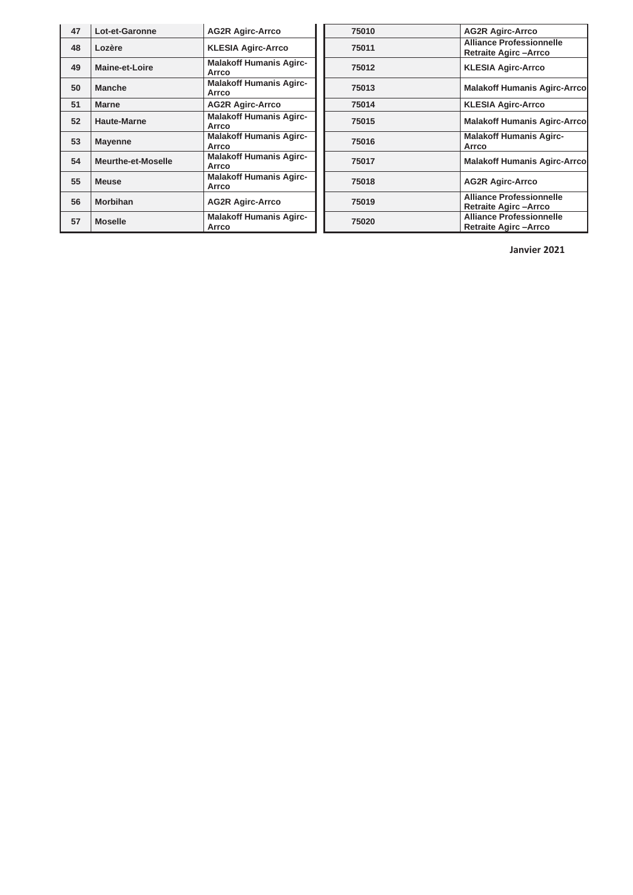| | | | | |
|---|---|---|---|---|
| 47 | Lot-et-Garonne | AG2R Agirc-Arrco | 75010 | AG2R Agirc-Arrco |
| 48 | Lozère | KLESIA Agirc-Arrco | 75011 | Alliance Professionnelle Retraite Agirc –Arrco |
| 49 | Maine-et-Loire | Malakoff Humanis Agirc-Arrco | 75012 | KLESIA Agirc-Arrco |
| 50 | Manche | Malakoff Humanis Agirc-Arrco | 75013 | Malakoff Humanis Agirc-Arrco |
| 51 | Marne | AG2R Agirc-Arrco | 75014 | KLESIA Agirc-Arrco |
| 52 | Haute-Marne | Malakoff Humanis Agirc-Arrco | 75015 | Malakoff Humanis Agirc-Arrco |
| 53 | Mayenne | Malakoff Humanis Agirc-Arrco | 75016 | Malakoff Humanis Agirc-Arrco |
| 54 | Meurthe-et-Moselle | Malakoff Humanis Agirc-Arrco | 75017 | Malakoff Humanis Agirc-Arrco |
| 55 | Meuse | Malakoff Humanis Agirc-Arrco | 75018 | AG2R Agirc-Arrco |
| 56 | Morbihan | AG2R Agirc-Arrco | 75019 | Alliance Professionnelle Retraite Agirc –Arrco |
| 57 | Moselle | Malakoff Humanis Agirc-Arrco | 75020 | Alliance Professionnelle Retraite Agirc –Arrco |

**Janvier 2021**